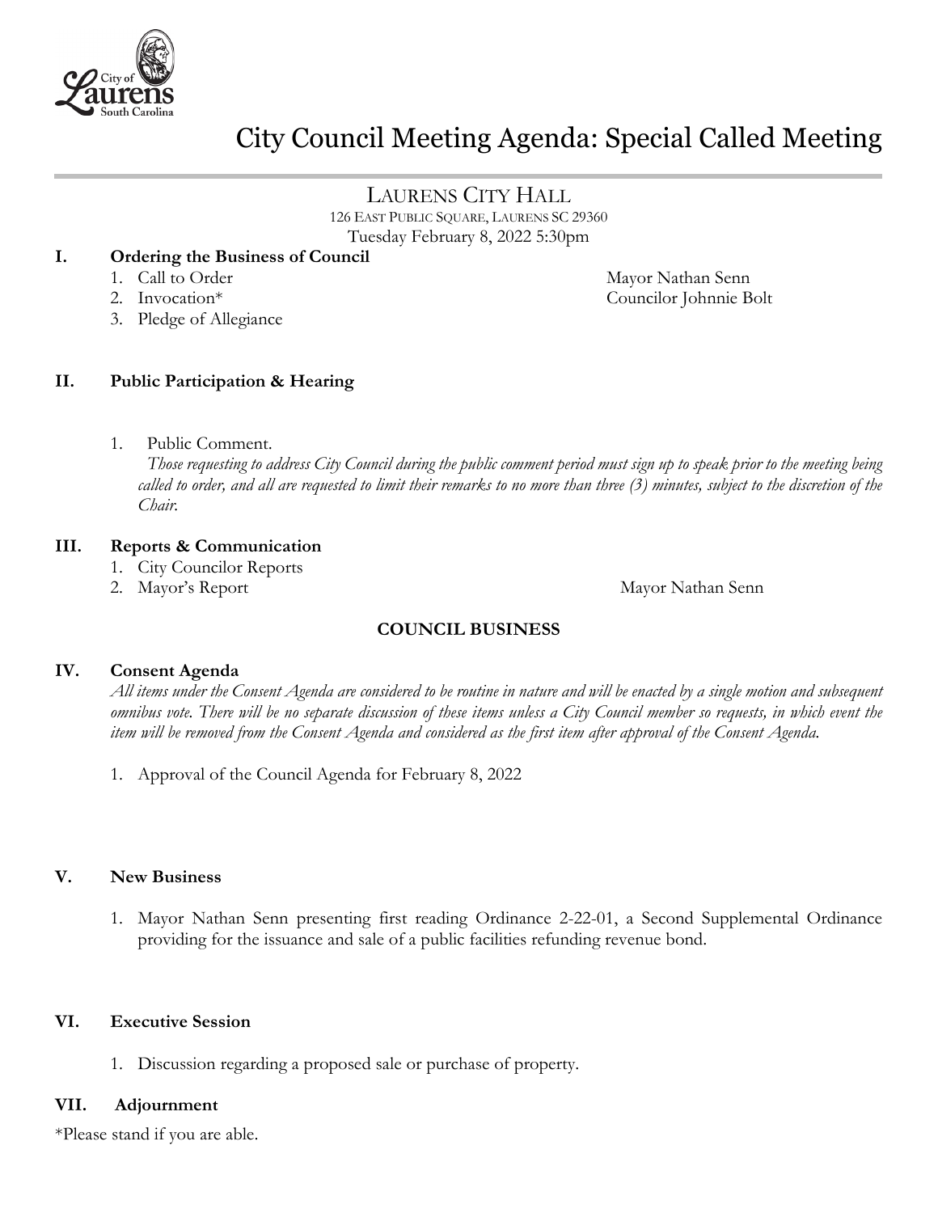# City Council Meeting Agenda: Special Called Meeting

## LAURENS CITY HALL

126 EAST PUBLIC SQUARE, LAURENS SC 29360

Tuesday February 8, 2022 5:30pm

### I. Ordering the Business of Council

1. Call to Order — Mayor Nathan Senn
2. Invocation* — Councilor Johnnie Bolt
3. Pledge of Allegiance

### II. Public Participation & Hearing

1. Public Comment.
   *Those requesting to address City Council during the public comment period must sign up to speak prior to the meeting being called to order, and all are requested to limit their remarks to no more than three (3) minutes, subject to the discretion of the Chair.*

### III. Reports & Communication

1. City Councilor Reports
2. Mayor's Report — Mayor Nathan Senn

**COUNCIL BUSINESS**

### IV. Consent Agenda

*All items under the Consent Agenda are considered to be routine in nature and will be enacted by a single motion and subsequent omnibus vote. There will be no separate discussion of these items unless a City Council member so requests, in which event the item will be removed from the Consent Agenda and considered as the first item after approval of the Consent Agenda.*

1. Approval of the Council Agenda for February 8, 2022

### V. New Business

1. Mayor Nathan Senn presenting first reading Ordinance 2-22-01, a Second Supplemental Ordinance providing for the issuance and sale of a public facilities refunding revenue bond.

### VI. Executive Session

1. Discussion regarding a proposed sale or purchase of property.

### VII. Adjournment

*Please stand if you are able.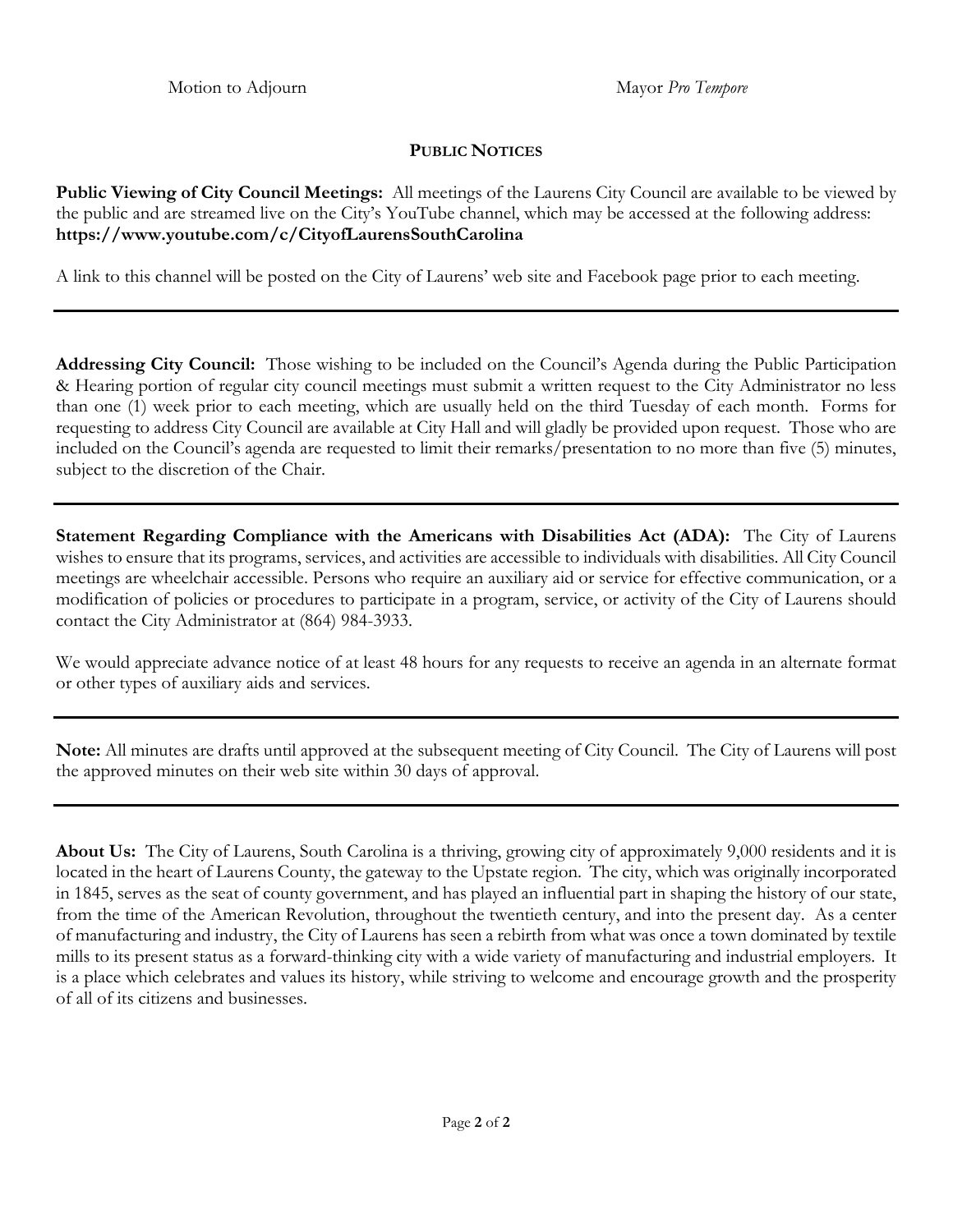Motion to Adjourn Mayor *Pro Tempore*

## PUBLIC NOTICES

**Public Viewing of City Council Meetings:** All meetings of the Laurens City Council are available to be viewed by the public and are streamed live on the City's YouTube channel, which may be accessed at the following address: **https://www.youtube.com/c/CityofLaurensSouthCarolina**

A link to this channel will be posted on the City of Laurens' web site and Facebook page prior to each meeting.

---

**Addressing City Council:** Those wishing to be included on the Council's Agenda during the Public Participation & Hearing portion of regular city council meetings must submit a written request to the City Administrator no less than one (1) week prior to each meeting, which are usually held on the third Tuesday of each month. Forms for requesting to address City Council are available at City Hall and will gladly be provided upon request. Those who are included on the Council's agenda are requested to limit their remarks/presentation to no more than five (5) minutes, subject to the discretion of the Chair.

---

**Statement Regarding Compliance with the Americans with Disabilities Act (ADA):** The City of Laurens wishes to ensure that its programs, services, and activities are accessible to individuals with disabilities. All City Council meetings are wheelchair accessible. Persons who require an auxiliary aid or service for effective communication, or a modification of policies or procedures to participate in a program, service, or activity of the City of Laurens should contact the City Administrator at (864) 984-3933.

We would appreciate advance notice of at least 48 hours for any requests to receive an agenda in an alternate format or other types of auxiliary aids and services.

---

**Note:** All minutes are drafts until approved at the subsequent meeting of City Council. The City of Laurens will post the approved minutes on their web site within 30 days of approval.

---

**About Us:** The City of Laurens, South Carolina is a thriving, growing city of approximately 9,000 residents and it is located in the heart of Laurens County, the gateway to the Upstate region. The city, which was originally incorporated in 1845, serves as the seat of county government, and has played an influential part in shaping the history of our state, from the time of the American Revolution, throughout the twentieth century, and into the present day. As a center of manufacturing and industry, the City of Laurens has seen a rebirth from what was once a town dominated by textile mills to its present status as a forward-thinking city with a wide variety of manufacturing and industrial employers. It is a place which celebrates and values its history, while striving to welcome and encourage growth and the prosperity of all of its citizens and businesses.